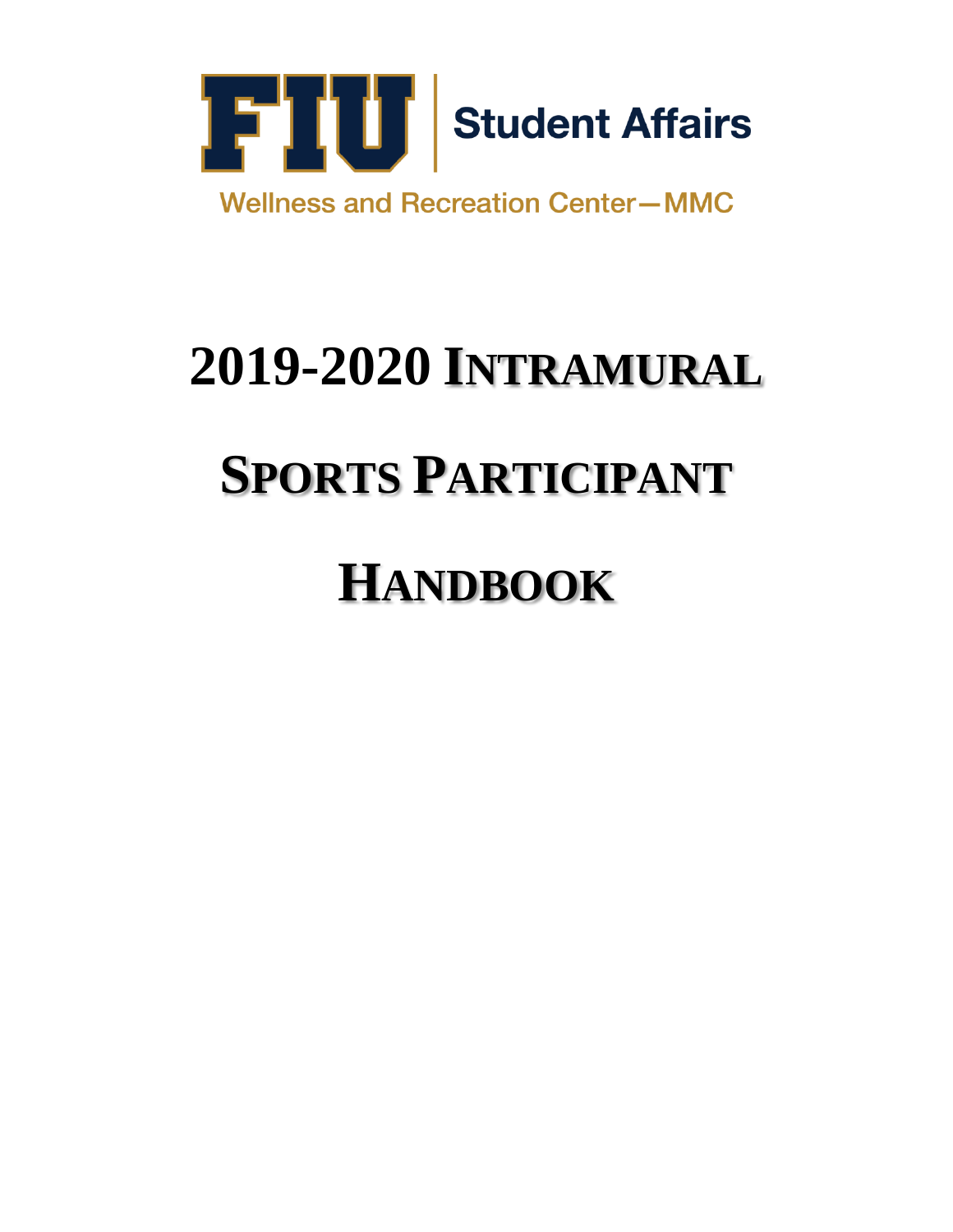FIU Student Affairs

Wellness and Recreation Center—MMC

# 2019-2020 INTRAMURAL SPORTS PARTICIPANT HANDBOOK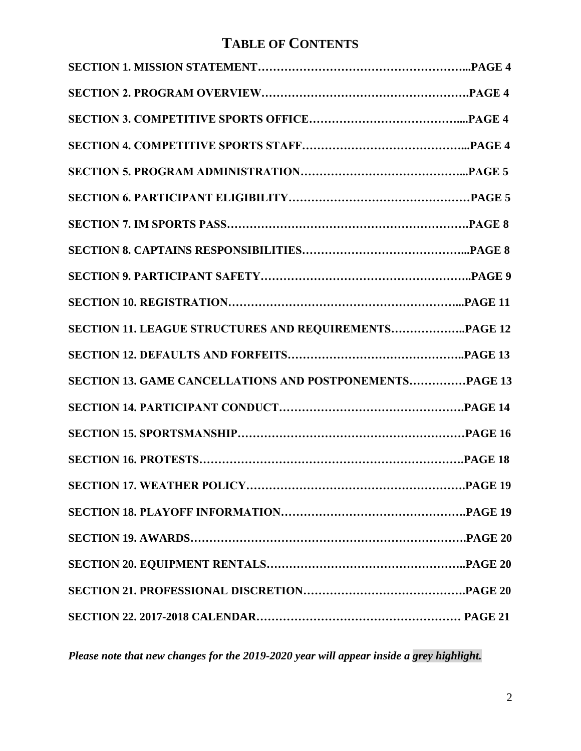# TABLE OF CONTENTS

**SECTION 1. MISSION STATEMENT………………………………………………...PAGE 4**

**SECTION 2. PROGRAM OVERVIEW……………………………………………….PAGE 4**

**SECTION 3. COMPETITIVE SPORTS OFFICE…………………………………....PAGE 4**

**SECTION 4. COMPETITIVE SPORTS STAFF……………………………………...PAGE 4**

**SECTION 5. PROGRAM ADMINISTRATION……………………………………...PAGE 5**

**SECTION 6. PARTICIPANT ELIGIBILITY…………………………………………PAGE 5**

**SECTION 7. IM SPORTS PASS……………………………………………………….PAGE 8**

**SECTION 8. CAPTAINS RESPONSIBILITIES……………………………………...PAGE 8**

**SECTION 9. PARTICIPANT SAFETY………………………………………………..PAGE 9**

**SECTION 10. REGISTRATION……………………………………………………...PAGE 11**

**SECTION 11. LEAGUE STRUCTURES AND REQUIREMENTS………………..PAGE 12**

**SECTION 12. DEFAULTS AND FORFEITS………………………………………..PAGE 13**

**SECTION 13. GAME CANCELLATIONS AND POSTPONEMENTS……………PAGE 13**

**SECTION 14. PARTICIPANT CONDUCT………………………………………….PAGE 14**

**SECTION 15. SPORTSMANSHIP……………………………………………………PAGE 16**

**SECTION 16. PROTESTS…………………………………………………………….PAGE 18**

**SECTION 17. WEATHER POLICY………………………………………………….PAGE 19**

**SECTION 18. PLAYOFF INFORMATION………………………………………….PAGE 19**

**SECTION 19. AWARDS……………………………………………………………….PAGE 20**

**SECTION 20. EQUIPMENT RENTALS……………………………………………..PAGE 20**

**SECTION 21. PROFESSIONAL DISCRETION…………………………………….PAGE 20**

**SECTION 22. 2017-2018 CALENDAR……………………………………………… PAGE 21**

***Please note that new changes for the 2019-2020 year will appear inside a grey highlight.***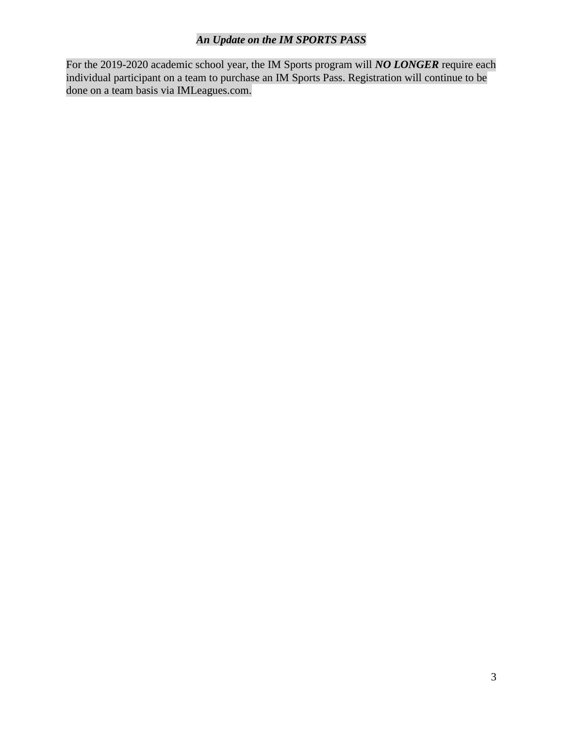## ***An Update on the IM SPORTS PASS***

For the 2019-2020 academic school year, the IM Sports program will ***NO LONGER*** require each individual participant on a team to purchase an IM Sports Pass. Registration will continue to be done on a team basis via IMLeagues.com.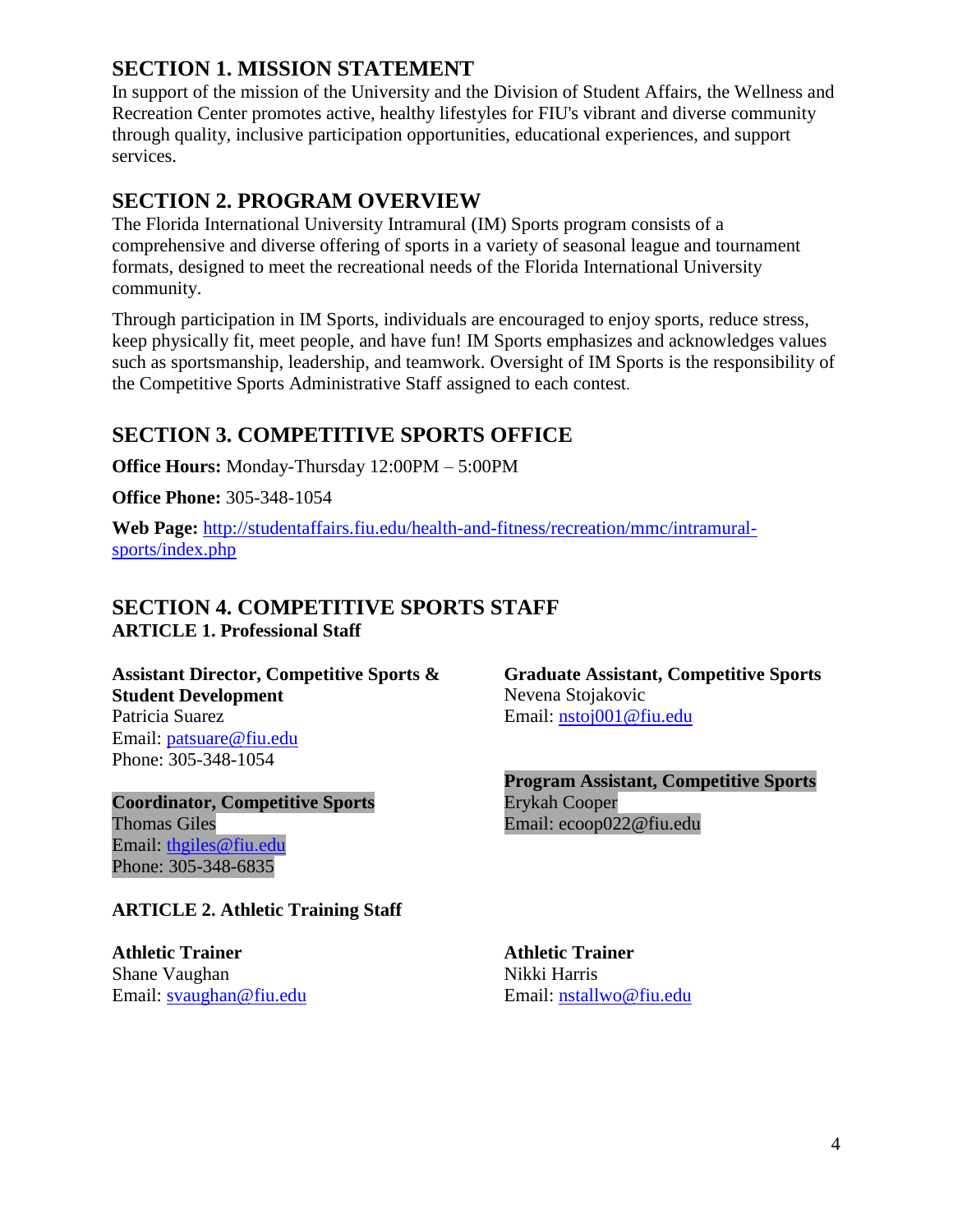## SECTION 1. MISSION STATEMENT

In support of the mission of the University and the Division of Student Affairs, the Wellness and Recreation Center promotes active, healthy lifestyles for FIU's vibrant and diverse community through quality, inclusive participation opportunities, educational experiences, and support services.

## SECTION 2. PROGRAM OVERVIEW

The Florida International University Intramural (IM) Sports program consists of a comprehensive and diverse offering of sports in a variety of seasonal league and tournament formats, designed to meet the recreational needs of the Florida International University community.

Through participation in IM Sports, individuals are encouraged to enjoy sports, reduce stress, keep physically fit, meet people, and have fun! IM Sports emphasizes and acknowledges values such as sportsmanship, leadership, and teamwork. Oversight of IM Sports is the responsibility of the Competitive Sports Administrative Staff assigned to each contest.

## SECTION 3. COMPETITIVE SPORTS OFFICE

**Office Hours:** Monday-Thursday 12:00PM – 5:00PM

**Office Phone:** 305-348-1054

**Web Page:** http://studentaffairs.fiu.edu/health-and-fitness/recreation/mmc/intramural-sports/index.php

## SECTION 4. COMPETITIVE SPORTS STAFF

### ARTICLE 1. Professional Staff

**Assistant Director, Competitive Sports & Student Development**
Patricia Suarez
Email: patsuare@fiu.edu
Phone: 305-348-1054

**Coordinator, Competitive Sports**
Thomas Giles
Email: thgiles@fiu.edu
Phone: 305-348-6835

**Graduate Assistant, Competitive Sports**
Nevena Stojakovic
Email: nstoj001@fiu.edu

**Program Assistant, Competitive Sports**
Erykah Cooper
Email: ecoop022@fiu.edu

### ARTICLE 2. Athletic Training Staff

**Athletic Trainer**
Shane Vaughan
Email: svaughan@fiu.edu

**Athletic Trainer**
Nikki Harris
Email: nstallwo@fiu.edu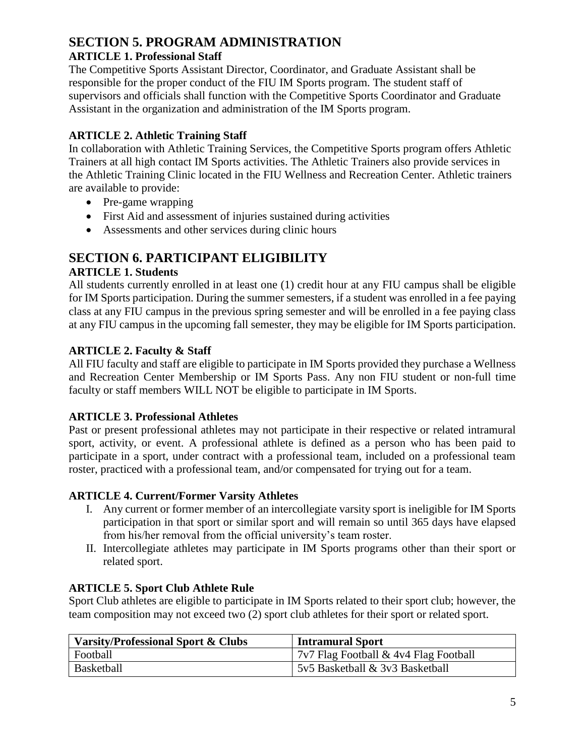# SECTION 5. PROGRAM ADMINISTRATION

### ARTICLE 1. Professional Staff

The Competitive Sports Assistant Director, Coordinator, and Graduate Assistant shall be responsible for the proper conduct of the FIU IM Sports program. The student staff of supervisors and officials shall function with the Competitive Sports Coordinator and Graduate Assistant in the organization and administration of the IM Sports program.

### ARTICLE 2. Athletic Training Staff

In collaboration with Athletic Training Services, the Competitive Sports program offers Athletic Trainers at all high contact IM Sports activities. The Athletic Trainers also provide services in the Athletic Training Clinic located in the FIU Wellness and Recreation Center. Athletic trainers are available to provide:

- Pre-game wrapping
- First Aid and assessment of injuries sustained during activities
- Assessments and other services during clinic hours

# SECTION 6. PARTICIPANT ELIGIBILITY

### ARTICLE 1. Students

All students currently enrolled in at least one (1) credit hour at any FIU campus shall be eligible for IM Sports participation. During the summer semesters, if a student was enrolled in a fee paying class at any FIU campus in the previous spring semester and will be enrolled in a fee paying class at any FIU campus in the upcoming fall semester, they may be eligible for IM Sports participation.

### ARTICLE 2. Faculty & Staff

All FIU faculty and staff are eligible to participate in IM Sports provided they purchase a Wellness and Recreation Center Membership or IM Sports Pass. Any non FIU student or non-full time faculty or staff members WILL NOT be eligible to participate in IM Sports.

### ARTICLE 3. Professional Athletes

Past or present professional athletes may not participate in their respective or related intramural sport, activity, or event. A professional athlete is defined as a person who has been paid to participate in a sport, under contract with a professional team, included on a professional team roster, practiced with a professional team, and/or compensated for trying out for a team.

### ARTICLE 4. Current/Former Varsity Athletes

I. Any current or former member of an intercollegiate varsity sport is ineligible for IM Sports participation in that sport or similar sport and will remain so until 365 days have elapsed from his/her removal from the official university's team roster.

II. Intercollegiate athletes may participate in IM Sports programs other than their sport or related sport.

### ARTICLE 5. Sport Club Athlete Rule

Sport Club athletes are eligible to participate in IM Sports related to their sport club; however, the team composition may not exceed two (2) sport club athletes for their sport or related sport.

| Varsity/Professional Sport & Clubs | Intramural Sport |
| --- | --- |
| Football | 7v7 Flag Football & 4v4 Flag Football |
| Basketball | 5v5 Basketball & 3v3 Basketball |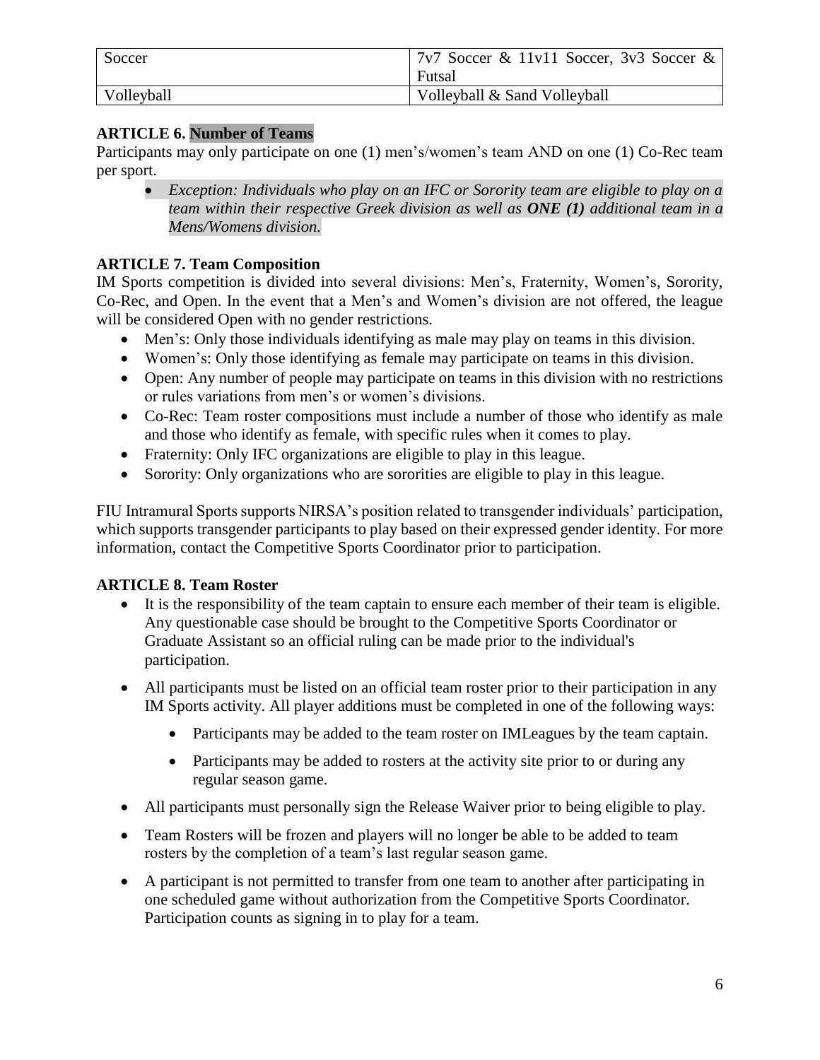| Soccer | 7v7 Soccer & 11v11 Soccer, 3v3 Soccer & Futsal |
| --- | --- |
| Volleyball | Volleyball & Sand Volleyball |

**ARTICLE 6. Number of Teams**

Participants may only participate on one (1) men's/women's team AND on one (1) Co-Rec team per sport.

- *Exception: Individuals who play on an IFC or Sorority team are eligible to play on a team within their respective Greek division as well as **ONE (1)** additional team in a Mens/Womens division.*

**ARTICLE 7. Team Composition**

IM Sports competition is divided into several divisions: Men's, Fraternity, Women's, Sorority, Co-Rec, and Open. In the event that a Men's and Women's division are not offered, the league will be considered Open with no gender restrictions.

- Men's: Only those individuals identifying as male may play on teams in this division.
- Women's: Only those identifying as female may participate on teams in this division.
- Open: Any number of people may participate on teams in this division with no restrictions or rules variations from men's or women's divisions.
- Co-Rec: Team roster compositions must include a number of those who identify as male and those who identify as female, with specific rules when it comes to play.
- Fraternity: Only IFC organizations are eligible to play in this league.
- Sorority: Only organizations who are sororities are eligible to play in this league.

FIU Intramural Sports supports NIRSA's position related to transgender individuals' participation, which supports transgender participants to play based on their expressed gender identity. For more information, contact the Competitive Sports Coordinator prior to participation.

**ARTICLE 8. Team Roster**

- It is the responsibility of the team captain to ensure each member of their team is eligible. Any questionable case should be brought to the Competitive Sports Coordinator or Graduate Assistant so an official ruling can be made prior to the individual's participation.
- All participants must be listed on an official team roster prior to their participation in any IM Sports activity. All player additions must be completed in one of the following ways:
  - Participants may be added to the team roster on IMLeagues by the team captain.
  - Participants may be added to rosters at the activity site prior to or during any regular season game.
- All participants must personally sign the Release Waiver prior to being eligible to play.
- Team Rosters will be frozen and players will no longer be able to be added to team rosters by the completion of a team's last regular season game.
- A participant is not permitted to transfer from one team to another after participating in one scheduled game without authorization from the Competitive Sports Coordinator. Participation counts as signing in to play for a team.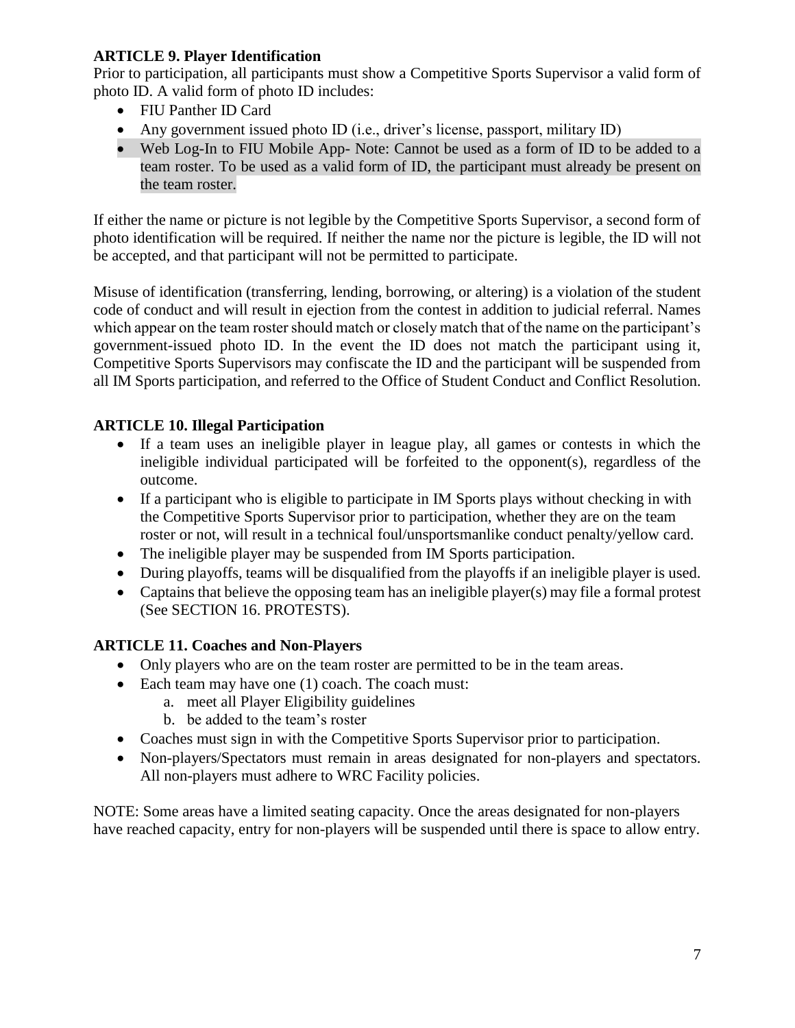### ARTICLE 9. Player Identification

Prior to participation, all participants must show a Competitive Sports Supervisor a valid form of photo ID. A valid form of photo ID includes:

- FIU Panther ID Card
- Any government issued photo ID (i.e., driver's license, passport, military ID)
- Web Log-In to FIU Mobile App- Note: Cannot be used as a form of ID to be added to a team roster. To be used as a valid form of ID, the participant must already be present on the team roster.

If either the name or picture is not legible by the Competitive Sports Supervisor, a second form of photo identification will be required. If neither the name nor the picture is legible, the ID will not be accepted, and that participant will not be permitted to participate.

Misuse of identification (transferring, lending, borrowing, or altering) is a violation of the student code of conduct and will result in ejection from the contest in addition to judicial referral. Names which appear on the team roster should match or closely match that of the name on the participant's government-issued photo ID. In the event the ID does not match the participant using it, Competitive Sports Supervisors may confiscate the ID and the participant will be suspended from all IM Sports participation, and referred to the Office of Student Conduct and Conflict Resolution.

### ARTICLE 10. Illegal Participation

- If a team uses an ineligible player in league play, all games or contests in which the ineligible individual participated will be forfeited to the opponent(s), regardless of the outcome.
- If a participant who is eligible to participate in IM Sports plays without checking in with the Competitive Sports Supervisor prior to participation, whether they are on the team roster or not, will result in a technical foul/unsportsmanlike conduct penalty/yellow card.
- The ineligible player may be suspended from IM Sports participation.
- During playoffs, teams will be disqualified from the playoffs if an ineligible player is used.
- Captains that believe the opposing team has an ineligible player(s) may file a formal protest (See SECTION 16. PROTESTS).

### ARTICLE 11. Coaches and Non-Players

- Only players who are on the team roster are permitted to be in the team areas.
- Each team may have one (1) coach. The coach must:
    a. meet all Player Eligibility guidelines
    b. be added to the team's roster
- Coaches must sign in with the Competitive Sports Supervisor prior to participation.
- Non-players/Spectators must remain in areas designated for non-players and spectators. All non-players must adhere to WRC Facility policies.

NOTE: Some areas have a limited seating capacity. Once the areas designated for non-players have reached capacity, entry for non-players will be suspended until there is space to allow entry.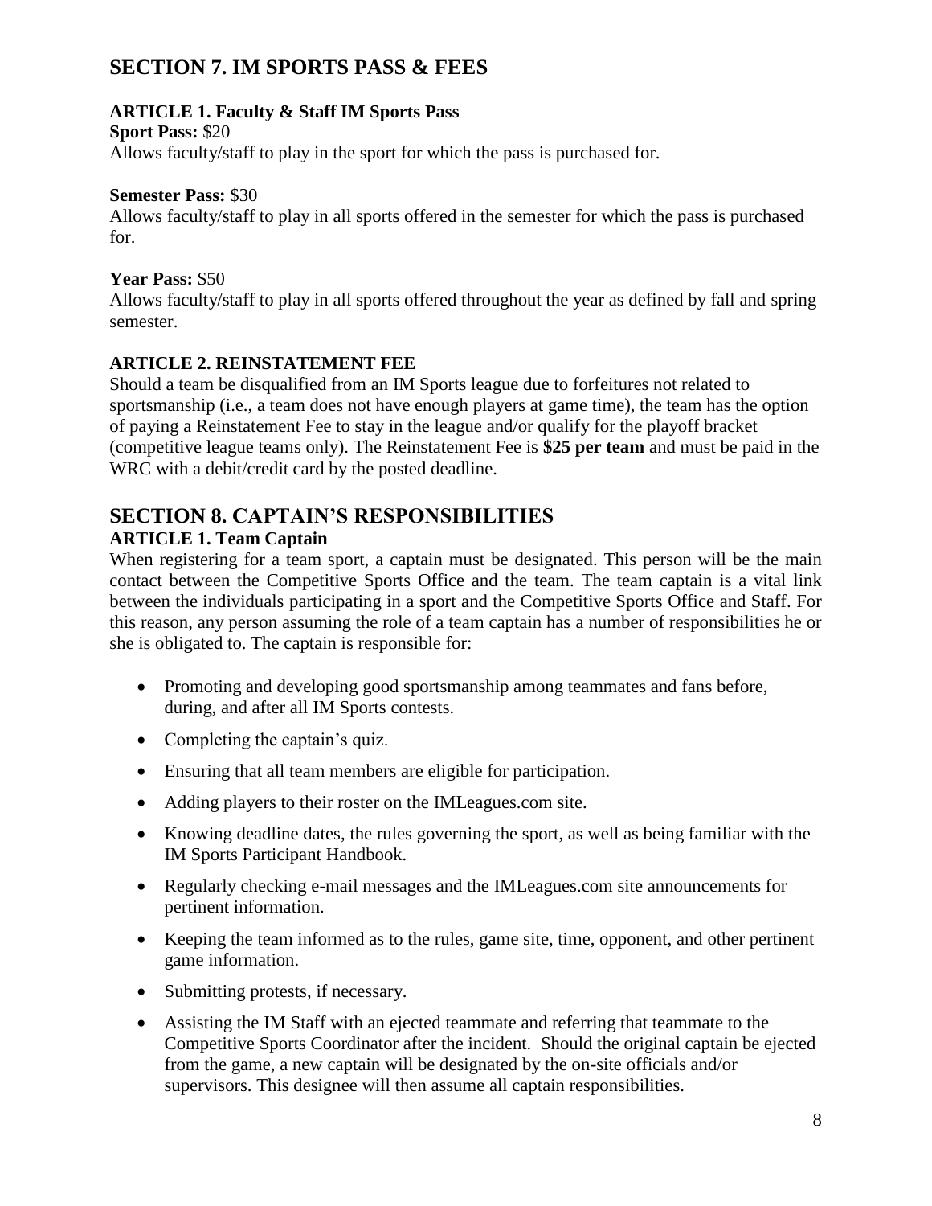## SECTION 7. IM SPORTS PASS & FEES

### ARTICLE 1. Faculty & Staff IM Sports Pass

**Sport Pass:** $20
Allows faculty/staff to play in the sport for which the pass is purchased for.

**Semester Pass:** $30
Allows faculty/staff to play in all sports offered in the semester for which the pass is purchased for.

**Year Pass:** $50
Allows faculty/staff to play in all sports offered throughout the year as defined by fall and spring semester.

### ARTICLE 2. REINSTATEMENT FEE

Should a team be disqualified from an IM Sports league due to forfeitures not related to sportsmanship (i.e., a team does not have enough players at game time), the team has the option of paying a Reinstatement Fee to stay in the league and/or qualify for the playoff bracket (competitive league teams only). The Reinstatement Fee is **$25 per team** and must be paid in the WRC with a debit/credit card by the posted deadline.

## SECTION 8. CAPTAIN'S RESPONSIBILITIES

### ARTICLE 1. Team Captain

When registering for a team sport, a captain must be designated. This person will be the main contact between the Competitive Sports Office and the team. The team captain is a vital link between the individuals participating in a sport and the Competitive Sports Office and Staff. For this reason, any person assuming the role of a team captain has a number of responsibilities he or she is obligated to. The captain is responsible for:

- Promoting and developing good sportsmanship among teammates and fans before, during, and after all IM Sports contests.
- Completing the captain's quiz.
- Ensuring that all team members are eligible for participation.
- Adding players to their roster on the IMLeagues.com site.
- Knowing deadline dates, the rules governing the sport, as well as being familiar with the IM Sports Participant Handbook.
- Regularly checking e-mail messages and the IMLeagues.com site announcements for pertinent information.
- Keeping the team informed as to the rules, game site, time, opponent, and other pertinent game information.
- Submitting protests, if necessary.
- Assisting the IM Staff with an ejected teammate and referring that teammate to the Competitive Sports Coordinator after the incident. Should the original captain be ejected from the game, a new captain will be designated by the on-site officials and/or supervisors. This designee will then assume all captain responsibilities.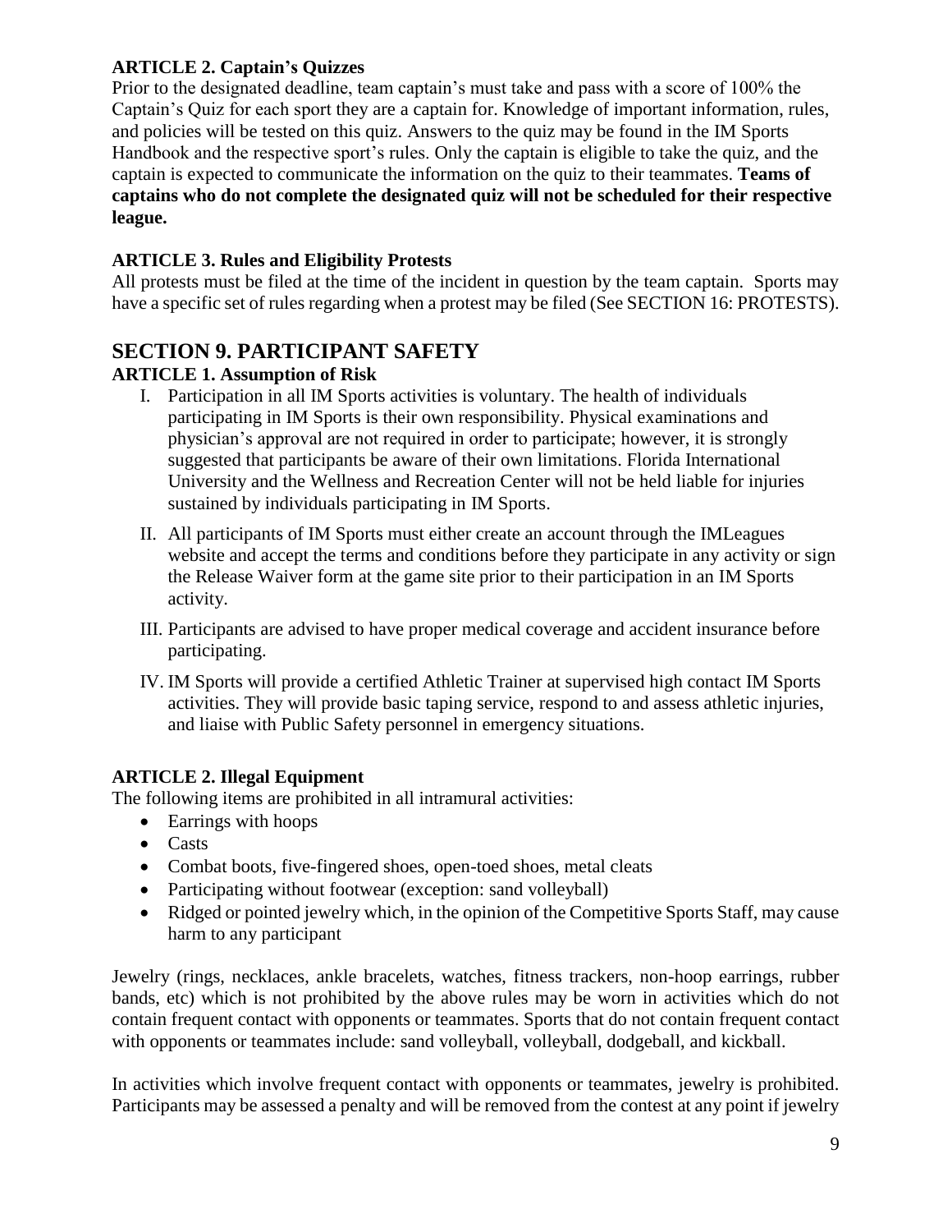### ARTICLE 2. Captain's Quizzes

Prior to the designated deadline, team captain's must take and pass with a score of 100% the Captain's Quiz for each sport they are a captain for. Knowledge of important information, rules, and policies will be tested on this quiz. Answers to the quiz may be found in the IM Sports Handbook and the respective sport's rules. Only the captain is eligible to take the quiz, and the captain is expected to communicate the information on the quiz to their teammates. **Teams of captains who do not complete the designated quiz will not be scheduled for their respective league.**

### ARTICLE 3. Rules and Eligibility Protests

All protests must be filed at the time of the incident in question by the team captain. Sports may have a specific set of rules regarding when a protest may be filed (See SECTION 16: PROTESTS).

## SECTION 9. PARTICIPANT SAFETY

### ARTICLE 1. Assumption of Risk

I. Participation in all IM Sports activities is voluntary. The health of individuals participating in IM Sports is their own responsibility. Physical examinations and physician's approval are not required in order to participate; however, it is strongly suggested that participants be aware of their own limitations. Florida International University and the Wellness and Recreation Center will not be held liable for injuries sustained by individuals participating in IM Sports.

II. All participants of IM Sports must either create an account through the IMLeagues website and accept the terms and conditions before they participate in any activity or sign the Release Waiver form at the game site prior to their participation in an IM Sports activity.

III. Participants are advised to have proper medical coverage and accident insurance before participating.

IV. IM Sports will provide a certified Athletic Trainer at supervised high contact IM Sports activities. They will provide basic taping service, respond to and assess athletic injuries, and liaise with Public Safety personnel in emergency situations.

### ARTICLE 2. Illegal Equipment

The following items are prohibited in all intramural activities:

- Earrings with hoops
- Casts
- Combat boots, five-fingered shoes, open-toed shoes, metal cleats
- Participating without footwear (exception: sand volleyball)
- Ridged or pointed jewelry which, in the opinion of the Competitive Sports Staff, may cause harm to any participant

Jewelry (rings, necklaces, ankle bracelets, watches, fitness trackers, non-hoop earrings, rubber bands, etc) which is not prohibited by the above rules may be worn in activities which do not contain frequent contact with opponents or teammates. Sports that do not contain frequent contact with opponents or teammates include: sand volleyball, volleyball, dodgeball, and kickball.

In activities which involve frequent contact with opponents or teammates, jewelry is prohibited. Participants may be assessed a penalty and will be removed from the contest at any point if jewelry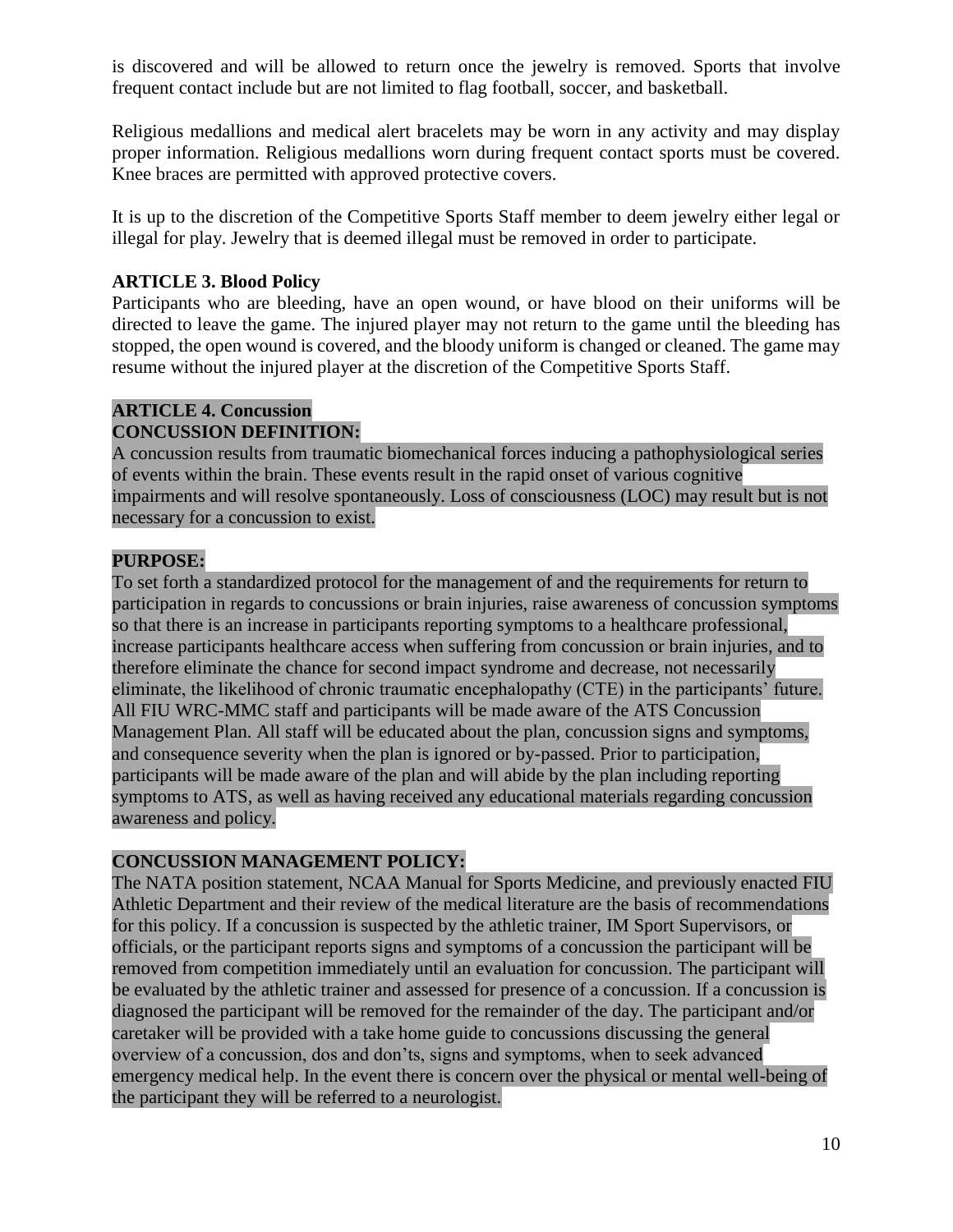is discovered and will be allowed to return once the jewelry is removed. Sports that involve frequent contact include but are not limited to flag football, soccer, and basketball.

Religious medallions and medical alert bracelets may be worn in any activity and may display proper information. Religious medallions worn during frequent contact sports must be covered. Knee braces are permitted with approved protective covers.

It is up to the discretion of the Competitive Sports Staff member to deem jewelry either legal or illegal for play. Jewelry that is deemed illegal must be removed in order to participate.

**ARTICLE 3. Blood Policy**

Participants who are bleeding, have an open wound, or have blood on their uniforms will be directed to leave the game. The injured player may not return to the game until the bleeding has stopped, the open wound is covered, and the bloody uniform is changed or cleaned. The game may resume without the injured player at the discretion of the Competitive Sports Staff.

**ARTICLE 4. Concussion**

**CONCUSSION DEFINITION:**

A concussion results from traumatic biomechanical forces inducing a pathophysiological series of events within the brain. These events result in the rapid onset of various cognitive impairments and will resolve spontaneously. Loss of consciousness (LOC) may result but is not necessary for a concussion to exist.

**PURPOSE:**

To set forth a standardized protocol for the management of and the requirements for return to participation in regards to concussions or brain injuries, raise awareness of concussion symptoms so that there is an increase in participants reporting symptoms to a healthcare professional, increase participants healthcare access when suffering from concussion or brain injuries, and to therefore eliminate the chance for second impact syndrome and decrease, not necessarily eliminate, the likelihood of chronic traumatic encephalopathy (CTE) in the participants' future. All FIU WRC-MMC staff and participants will be made aware of the ATS Concussion Management Plan. All staff will be educated about the plan, concussion signs and symptoms, and consequence severity when the plan is ignored or by-passed. Prior to participation, participants will be made aware of the plan and will abide by the plan including reporting symptoms to ATS, as well as having received any educational materials regarding concussion awareness and policy.

**CONCUSSION MANAGEMENT POLICY:**

The NATA position statement, NCAA Manual for Sports Medicine, and previously enacted FIU Athletic Department and their review of the medical literature are the basis of recommendations for this policy. If a concussion is suspected by the athletic trainer, IM Sport Supervisors, or officials, or the participant reports signs and symptoms of a concussion the participant will be removed from competition immediately until an evaluation for concussion. The participant will be evaluated by the athletic trainer and assessed for presence of a concussion. If a concussion is diagnosed the participant will be removed for the remainder of the day. The participant and/or caretaker will be provided with a take home guide to concussions discussing the general overview of a concussion, dos and don'ts, signs and symptoms, when to seek advanced emergency medical help. In the event there is concern over the physical or mental well-being of the participant they will be referred to a neurologist.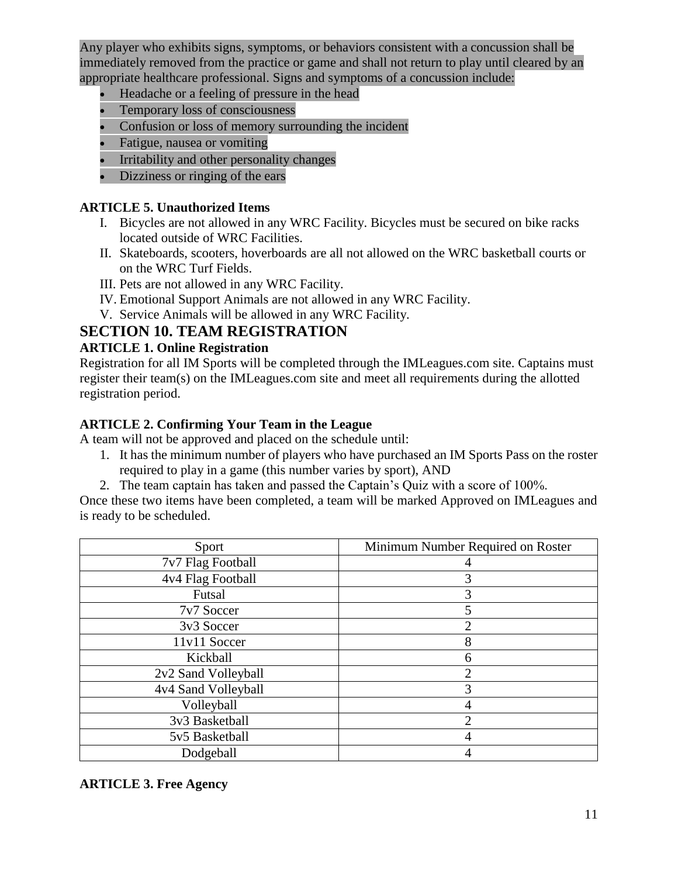Any player who exhibits signs, symptoms, or behaviors consistent with a concussion shall be immediately removed from the practice or game and shall not return to play until cleared by an appropriate healthcare professional. Signs and symptoms of a concussion include:

- Headache or a feeling of pressure in the head
- Temporary loss of consciousness
- Confusion or loss of memory surrounding the incident
- Fatigue, nausea or vomiting
- Irritability and other personality changes
- Dizziness or ringing of the ears

### ARTICLE 5. Unauthorized Items

I. Bicycles are not allowed in any WRC Facility. Bicycles must be secured on bike racks located outside of WRC Facilities.
II. Skateboards, scooters, hoverboards are all not allowed on the WRC basketball courts or on the WRC Turf Fields.
III. Pets are not allowed in any WRC Facility.
IV. Emotional Support Animals are not allowed in any WRC Facility.
V. Service Animals will be allowed in any WRC Facility.

## SECTION 10. TEAM REGISTRATION

### ARTICLE 1. Online Registration

Registration for all IM Sports will be completed through the IMLeagues.com site. Captains must register their team(s) on the IMLeagues.com site and meet all requirements during the allotted registration period.

### ARTICLE 2. Confirming Your Team in the League

A team will not be approved and placed on the schedule until:

1. It has the minimum number of players who have purchased an IM Sports Pass on the roster required to play in a game (this number varies by sport), AND
2. The team captain has taken and passed the Captain's Quiz with a score of 100%.

Once these two items have been completed, a team will be marked Approved on IMLeagues and is ready to be scheduled.

| Sport | Minimum Number Required on Roster |
|---|---|
| 7v7 Flag Football | 4 |
| 4v4 Flag Football | 3 |
| Futsal | 3 |
| 7v7 Soccer | 5 |
| 3v3 Soccer | 2 |
| 11v11 Soccer | 8 |
| Kickball | 6 |
| 2v2 Sand Volleyball | 2 |
| 4v4 Sand Volleyball | 3 |
| Volleyball | 4 |
| 3v3 Basketball | 2 |
| 5v5 Basketball | 4 |
| Dodgeball | 4 |

### ARTICLE 3. Free Agency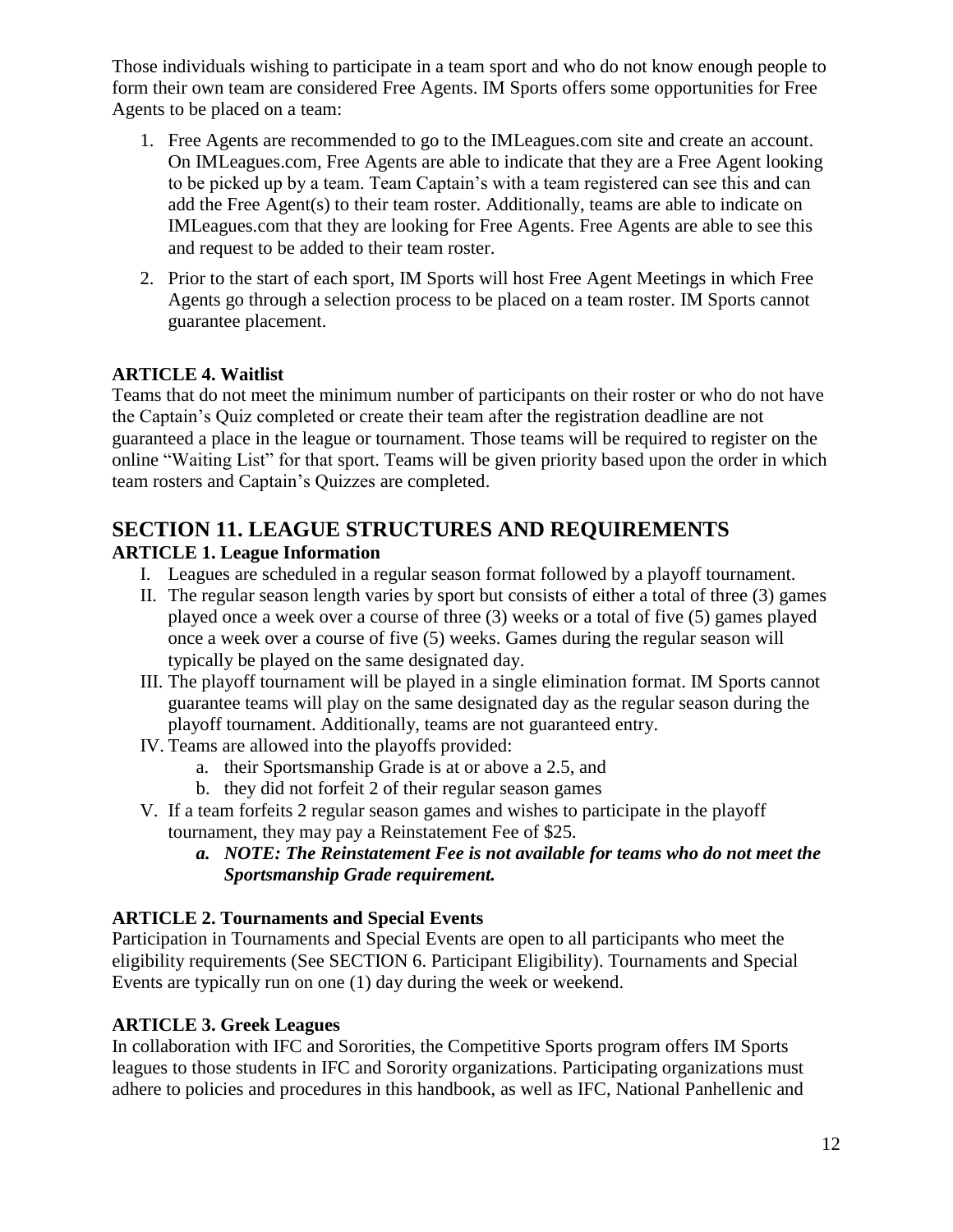Those individuals wishing to participate in a team sport and who do not know enough people to form their own team are considered Free Agents. IM Sports offers some opportunities for Free Agents to be placed on a team:

1. Free Agents are recommended to go to the IMLeagues.com site and create an account. On IMLeagues.com, Free Agents are able to indicate that they are a Free Agent looking to be picked up by a team. Team Captain's with a team registered can see this and can add the Free Agent(s) to their team roster. Additionally, teams are able to indicate on IMLeagues.com that they are looking for Free Agents. Free Agents are able to see this and request to be added to their team roster.
2. Prior to the start of each sport, IM Sports will host Free Agent Meetings in which Free Agents go through a selection process to be placed on a team roster. IM Sports cannot guarantee placement.

**ARTICLE 4. Waitlist**

Teams that do not meet the minimum number of participants on their roster or who do not have the Captain's Quiz completed or create their team after the registration deadline are not guaranteed a place in the league or tournament. Those teams will be required to register on the online "Waiting List" for that sport. Teams will be given priority based upon the order in which team rosters and Captain's Quizzes are completed.

## SECTION 11. LEAGUE STRUCTURES AND REQUIREMENTS

**ARTICLE 1. League Information**

I. Leagues are scheduled in a regular season format followed by a playoff tournament.

II. The regular season length varies by sport but consists of either a total of three (3) games played once a week over a course of three (3) weeks or a total of five (5) games played once a week over a course of five (5) weeks. Games during the regular season will typically be played on the same designated day.

III. The playoff tournament will be played in a single elimination format. IM Sports cannot guarantee teams will play on the same designated day as the regular season during the playoff tournament. Additionally, teams are not guaranteed entry.

IV. Teams are allowed into the playoffs provided:
   a. their Sportsmanship Grade is at or above a 2.5, and
   b. they did not forfeit 2 of their regular season games

V. If a team forfeits 2 regular season games and wishes to participate in the playoff tournament, they may pay a Reinstatement Fee of $25.
   a. ***NOTE: The Reinstatement Fee is not available for teams who do not meet the Sportsmanship Grade requirement.***

**ARTICLE 2. Tournaments and Special Events**

Participation in Tournaments and Special Events are open to all participants who meet the eligibility requirements (See SECTION 6. Participant Eligibility). Tournaments and Special Events are typically run on one (1) day during the week or weekend.

**ARTICLE 3. Greek Leagues**

In collaboration with IFC and Sororities, the Competitive Sports program offers IM Sports leagues to those students in IFC and Sorority organizations. Participating organizations must adhere to policies and procedures in this handbook, as well as IFC, National Panhellenic and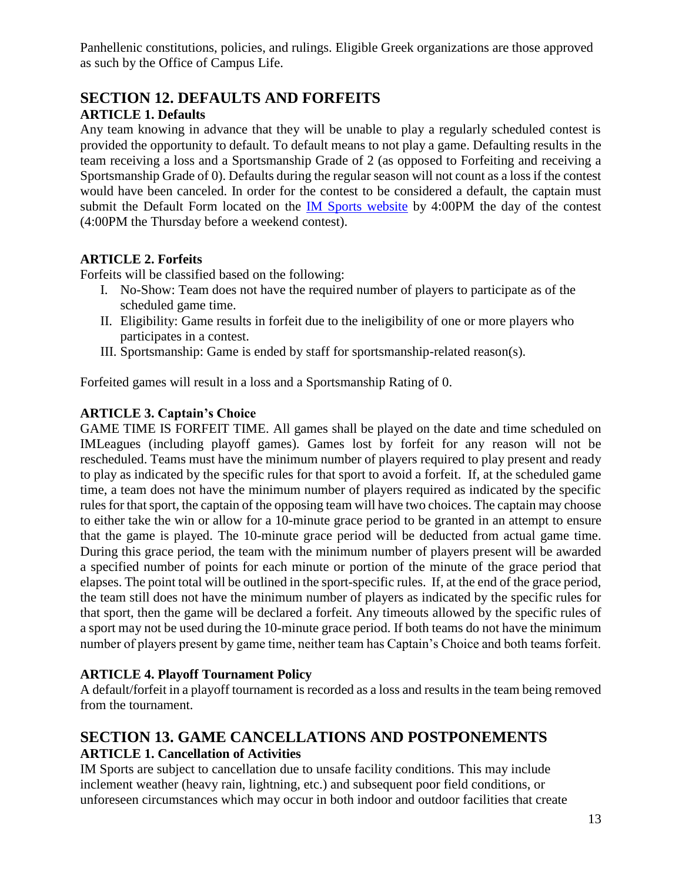Panhellenic constitutions, policies, and rulings. Eligible Greek organizations are those approved as such by the Office of Campus Life.

## SECTION 12. DEFAULTS AND FORFEITS

### ARTICLE 1. Defaults

Any team knowing in advance that they will be unable to play a regularly scheduled contest is provided the opportunity to default. To default means to not play a game. Defaulting results in the team receiving a loss and a Sportsmanship Grade of 2 (as opposed to Forfeiting and receiving a Sportsmanship Grade of 0). Defaults during the regular season will not count as a loss if the contest would have been canceled. In order for the contest to be considered a default, the captain must submit the Default Form located on the IM Sports website by 4:00PM the day of the contest (4:00PM the Thursday before a weekend contest).

### ARTICLE 2. Forfeits

Forfeits will be classified based on the following:

I. No-Show: Team does not have the required number of players to participate as of the scheduled game time.
II. Eligibility: Game results in forfeit due to the ineligibility of one or more players who participates in a contest.
III. Sportsmanship: Game is ended by staff for sportsmanship-related reason(s).

Forfeited games will result in a loss and a Sportsmanship Rating of 0.

### ARTICLE 3. Captain's Choice

GAME TIME IS FORFEIT TIME. All games shall be played on the date and time scheduled on IMLeagues (including playoff games). Games lost by forfeit for any reason will not be rescheduled. Teams must have the minimum number of players required to play present and ready to play as indicated by the specific rules for that sport to avoid a forfeit. If, at the scheduled game time, a team does not have the minimum number of players required as indicated by the specific rules for that sport, the captain of the opposing team will have two choices. The captain may choose to either take the win or allow for a 10-minute grace period to be granted in an attempt to ensure that the game is played. The 10-minute grace period will be deducted from actual game time. During this grace period, the team with the minimum number of players present will be awarded a specified number of points for each minute or portion of the minute of the grace period that elapses. The point total will be outlined in the sport-specific rules. If, at the end of the grace period, the team still does not have the minimum number of players as indicated by the specific rules for that sport, then the game will be declared a forfeit. Any timeouts allowed by the specific rules of a sport may not be used during the 10-minute grace period. If both teams do not have the minimum number of players present by game time, neither team has Captain's Choice and both teams forfeit.

### ARTICLE 4. Playoff Tournament Policy

A default/forfeit in a playoff tournament is recorded as a loss and results in the team being removed from the tournament.

## SECTION 13. GAME CANCELLATIONS AND POSTPONEMENTS

### ARTICLE 1. Cancellation of Activities

IM Sports are subject to cancellation due to unsafe facility conditions. This may include inclement weather (heavy rain, lightning, etc.) and subsequent poor field conditions, or unforeseen circumstances which may occur in both indoor and outdoor facilities that create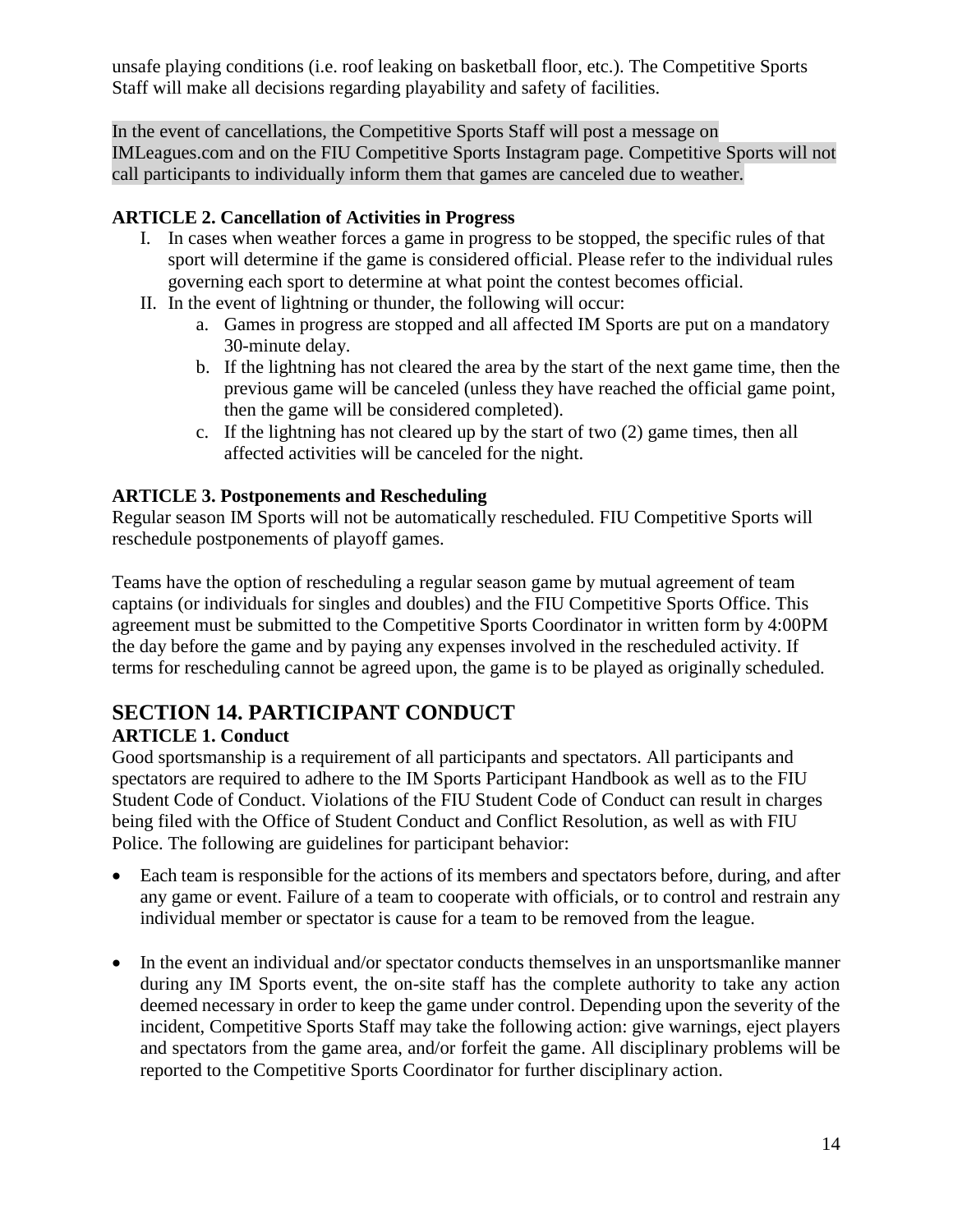unsafe playing conditions (i.e. roof leaking on basketball floor, etc.). The Competitive Sports Staff will make all decisions regarding playability and safety of facilities.

In the event of cancellations, the Competitive Sports Staff will post a message on IMLeagues.com and on the FIU Competitive Sports Instagram page. Competitive Sports will not call participants to individually inform them that games are canceled due to weather.

**ARTICLE 2. Cancellation of Activities in Progress**

I. In cases when weather forces a game in progress to be stopped, the specific rules of that sport will determine if the game is considered official. Please refer to the individual rules governing each sport to determine at what point the contest becomes official.
II. In the event of lightning or thunder, the following will occur:
   a. Games in progress are stopped and all affected IM Sports are put on a mandatory 30-minute delay.
   b. If the lightning has not cleared the area by the start of the next game time, then the previous game will be canceled (unless they have reached the official game point, then the game will be considered completed).
   c. If the lightning has not cleared up by the start of two (2) game times, then all affected activities will be canceled for the night.

**ARTICLE 3. Postponements and Rescheduling**

Regular season IM Sports will not be automatically rescheduled. FIU Competitive Sports will reschedule postponements of playoff games.

Teams have the option of rescheduling a regular season game by mutual agreement of team captains (or individuals for singles and doubles) and the FIU Competitive Sports Office. This agreement must be submitted to the Competitive Sports Coordinator in written form by 4:00PM the day before the game and by paying any expenses involved in the rescheduled activity. If terms for rescheduling cannot be agreed upon, the game is to be played as originally scheduled.

## SECTION 14. PARTICIPANT CONDUCT

**ARTICLE 1. Conduct**

Good sportsmanship is a requirement of all participants and spectators. All participants and spectators are required to adhere to the IM Sports Participant Handbook as well as to the FIU Student Code of Conduct. Violations of the FIU Student Code of Conduct can result in charges being filed with the Office of Student Conduct and Conflict Resolution, as well as with FIU Police. The following are guidelines for participant behavior:

- Each team is responsible for the actions of its members and spectators before, during, and after any game or event. Failure of a team to cooperate with officials, or to control and restrain any individual member or spectator is cause for a team to be removed from the league.

- In the event an individual and/or spectator conducts themselves in an unsportsmanlike manner during any IM Sports event, the on-site staff has the complete authority to take any action deemed necessary in order to keep the game under control. Depending upon the severity of the incident, Competitive Sports Staff may take the following action: give warnings, eject players and spectators from the game area, and/or forfeit the game. All disciplinary problems will be reported to the Competitive Sports Coordinator for further disciplinary action.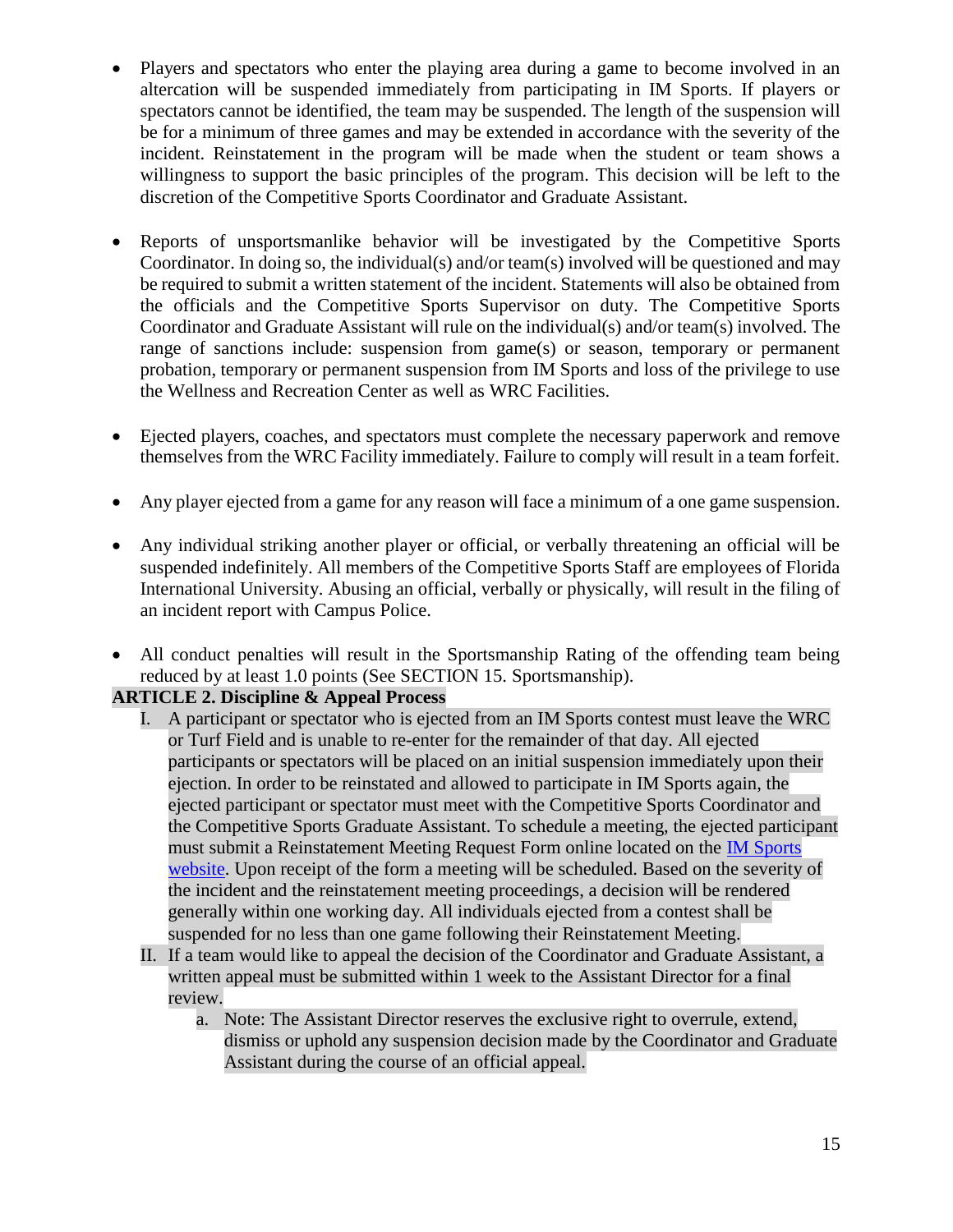- Players and spectators who enter the playing area during a game to become involved in an altercation will be suspended immediately from participating in IM Sports. If players or spectators cannot be identified, the team may be suspended. The length of the suspension will be for a minimum of three games and may be extended in accordance with the severity of the incident. Reinstatement in the program will be made when the student or team shows a willingness to support the basic principles of the program. This decision will be left to the discretion of the Competitive Sports Coordinator and Graduate Assistant.

- Reports of unsportsmanlike behavior will be investigated by the Competitive Sports Coordinator. In doing so, the individual(s) and/or team(s) involved will be questioned and may be required to submit a written statement of the incident. Statements will also be obtained from the officials and the Competitive Sports Supervisor on duty. The Competitive Sports Coordinator and Graduate Assistant will rule on the individual(s) and/or team(s) involved. The range of sanctions include: suspension from game(s) or season, temporary or permanent probation, temporary or permanent suspension from IM Sports and loss of the privilege to use the Wellness and Recreation Center as well as WRC Facilities.

- Ejected players, coaches, and spectators must complete the necessary paperwork and remove themselves from the WRC Facility immediately. Failure to comply will result in a team forfeit.

- Any player ejected from a game for any reason will face a minimum of a one game suspension.

- Any individual striking another player or official, or verbally threatening an official will be suspended indefinitely. All members of the Competitive Sports Staff are employees of Florida International University. Abusing an official, verbally or physically, will result in the filing of an incident report with Campus Police.

- All conduct penalties will result in the Sportsmanship Rating of the offending team being reduced by at least 1.0 points (See SECTION 15. Sportsmanship).

**ARTICLE 2. Discipline & Appeal Process**

I. A participant or spectator who is ejected from an IM Sports contest must leave the WRC or Turf Field and is unable to re-enter for the remainder of that day. All ejected participants or spectators will be placed on an initial suspension immediately upon their ejection. In order to be reinstated and allowed to participate in IM Sports again, the ejected participant or spectator must meet with the Competitive Sports Coordinator and the Competitive Sports Graduate Assistant. To schedule a meeting, the ejected participant must submit a Reinstatement Meeting Request Form online located on the IM Sports website. Upon receipt of the form a meeting will be scheduled. Based on the severity of the incident and the reinstatement meeting proceedings, a decision will be rendered generally within one working day. All individuals ejected from a contest shall be suspended for no less than one game following their Reinstatement Meeting.

II. If a team would like to appeal the decision of the Coordinator and Graduate Assistant, a written appeal must be submitted within 1 week to the Assistant Director for a final review.

   a. Note: The Assistant Director reserves the exclusive right to overrule, extend, dismiss or uphold any suspension decision made by the Coordinator and Graduate Assistant during the course of an official appeal.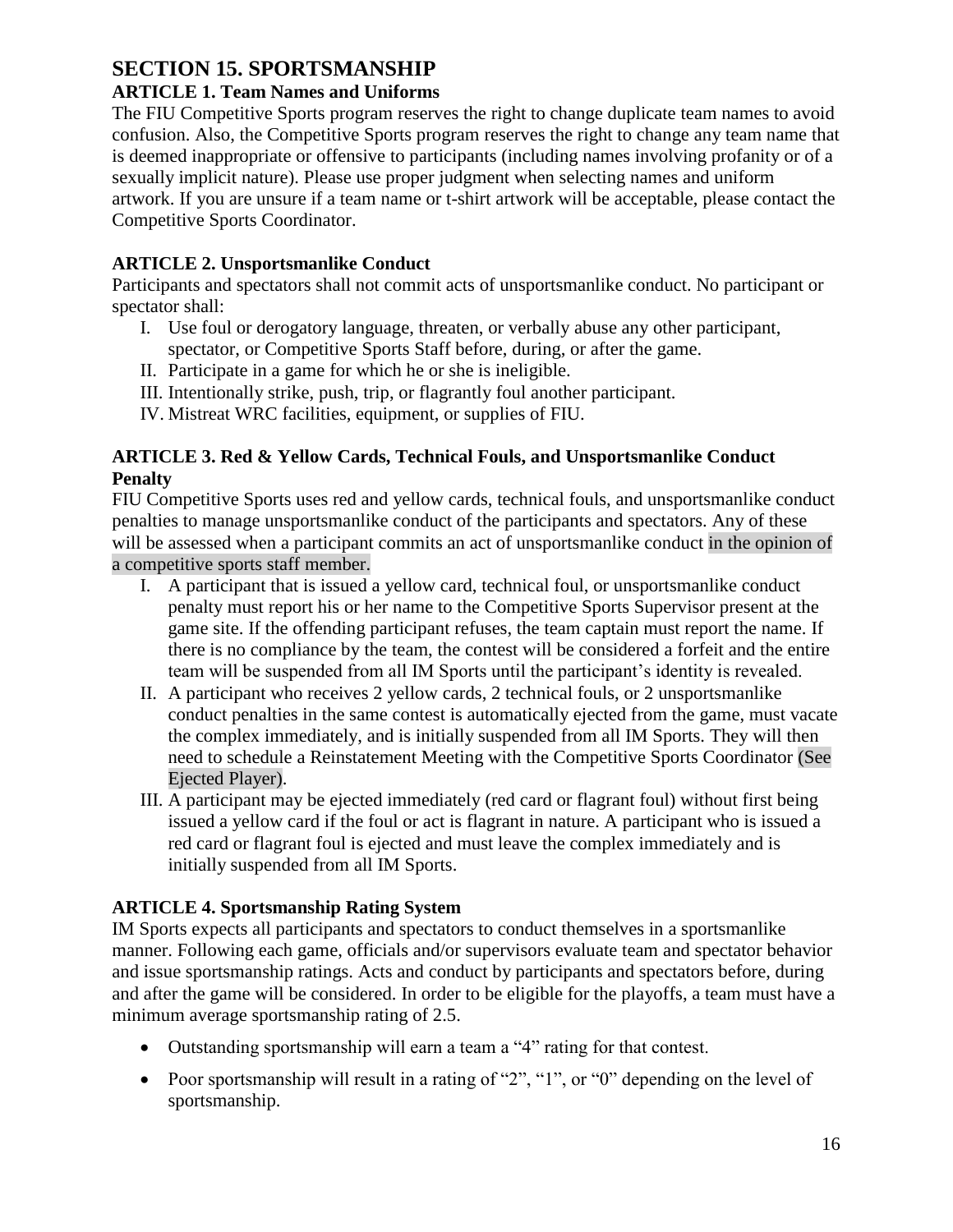# SECTION 15. SPORTSMANSHIP

## ARTICLE 1. Team Names and Uniforms

The FIU Competitive Sports program reserves the right to change duplicate team names to avoid confusion. Also, the Competitive Sports program reserves the right to change any team name that is deemed inappropriate or offensive to participants (including names involving profanity or of a sexually implicit nature). Please use proper judgment when selecting names and uniform artwork. If you are unsure if a team name or t-shirt artwork will be acceptable, please contact the Competitive Sports Coordinator.

## ARTICLE 2. Unsportsmanlike Conduct

Participants and spectators shall not commit acts of unsportsmanlike conduct. No participant or spectator shall:

I. Use foul or derogatory language, threaten, or verbally abuse any other participant, spectator, or Competitive Sports Staff before, during, or after the game.
II. Participate in a game for which he or she is ineligible.
III. Intentionally strike, push, trip, or flagrantly foul another participant.
IV. Mistreat WRC facilities, equipment, or supplies of FIU.

## ARTICLE 3. Red & Yellow Cards, Technical Fouls, and Unsportsmanlike Conduct Penalty

FIU Competitive Sports uses red and yellow cards, technical fouls, and unsportsmanlike conduct penalties to manage unsportsmanlike conduct of the participants and spectators. Any of these will be assessed when a participant commits an act of unsportsmanlike conduct in the opinion of a competitive sports staff member.

I. A participant that is issued a yellow card, technical foul, or unsportsmanlike conduct penalty must report his or her name to the Competitive Sports Supervisor present at the game site. If the offending participant refuses, the team captain must report the name. If there is no compliance by the team, the contest will be considered a forfeit and the entire team will be suspended from all IM Sports until the participant's identity is revealed.
II. A participant who receives 2 yellow cards, 2 technical fouls, or 2 unsportsmanlike conduct penalties in the same contest is automatically ejected from the game, must vacate the complex immediately, and is initially suspended from all IM Sports. They will then need to schedule a Reinstatement Meeting with the Competitive Sports Coordinator (See Ejected Player).
III. A participant may be ejected immediately (red card or flagrant foul) without first being issued a yellow card if the foul or act is flagrant in nature. A participant who is issued a red card or flagrant foul is ejected and must leave the complex immediately and is initially suspended from all IM Sports.

## ARTICLE 4. Sportsmanship Rating System

IM Sports expects all participants and spectators to conduct themselves in a sportsmanlike manner. Following each game, officials and/or supervisors evaluate team and spectator behavior and issue sportsmanship ratings. Acts and conduct by participants and spectators before, during and after the game will be considered. In order to be eligible for the playoffs, a team must have a minimum average sportsmanship rating of 2.5.

- Outstanding sportsmanship will earn a team a "4" rating for that contest.
- Poor sportsmanship will result in a rating of "2", "1", or "0" depending on the level of sportsmanship.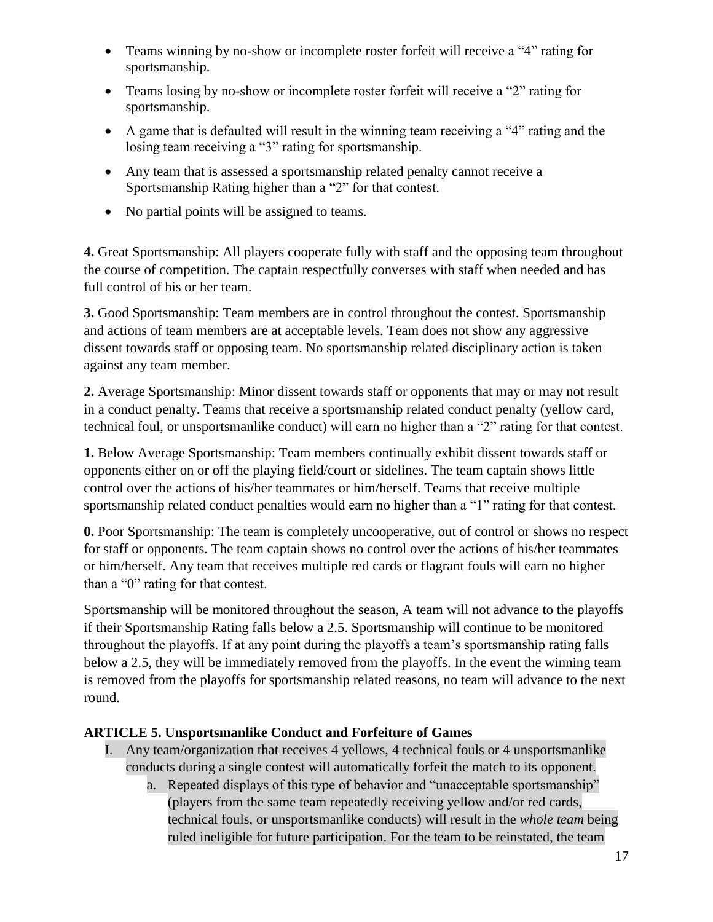- Teams winning by no-show or incomplete roster forfeit will receive a "4" rating for sportsmanship.
- Teams losing by no-show or incomplete roster forfeit will receive a "2" rating for sportsmanship.
- A game that is defaulted will result in the winning team receiving a "4" rating and the losing team receiving a "3" rating for sportsmanship.
- Any team that is assessed a sportsmanship related penalty cannot receive a Sportsmanship Rating higher than a "2" for that contest.
- No partial points will be assigned to teams.

**4.** Great Sportsmanship: All players cooperate fully with staff and the opposing team throughout the course of competition. The captain respectfully converses with staff when needed and has full control of his or her team.

**3.** Good Sportsmanship: Team members are in control throughout the contest. Sportsmanship and actions of team members are at acceptable levels. Team does not show any aggressive dissent towards staff or opposing team. No sportsmanship related disciplinary action is taken against any team member.

**2.** Average Sportsmanship: Minor dissent towards staff or opponents that may or may not result in a conduct penalty. Teams that receive a sportsmanship related conduct penalty (yellow card, technical foul, or unsportsmanlike conduct) will earn no higher than a "2" rating for that contest.

**1.** Below Average Sportsmanship: Team members continually exhibit dissent towards staff or opponents either on or off the playing field/court or sidelines. The team captain shows little control over the actions of his/her teammates or him/herself. Teams that receive multiple sportsmanship related conduct penalties would earn no higher than a "1" rating for that contest.

**0.** Poor Sportsmanship: The team is completely uncooperative, out of control or shows no respect for staff or opponents. The team captain shows no control over the actions of his/her teammates or him/herself. Any team that receives multiple red cards or flagrant fouls will earn no higher than a "0" rating for that contest.

Sportsmanship will be monitored throughout the season, A team will not advance to the playoffs if their Sportsmanship Rating falls below a 2.5. Sportsmanship will continue to be monitored throughout the playoffs. If at any point during the playoffs a team's sportsmanship rating falls below a 2.5, they will be immediately removed from the playoffs. In the event the winning team is removed from the playoffs for sportsmanship related reasons, no team will advance to the next round.

### ARTICLE 5. Unsportsmanlike Conduct and Forfeiture of Games

I. Any team/organization that receives 4 yellows, 4 technical fouls or 4 unsportsmanlike conducts during a single contest will automatically forfeit the match to its opponent.
   a. Repeated displays of this type of behavior and "unacceptable sportsmanship" (players from the same team repeatedly receiving yellow and/or red cards, technical fouls, or unsportsmanlike conducts) will result in the *whole team* being ruled ineligible for future participation. For the team to be reinstated, the team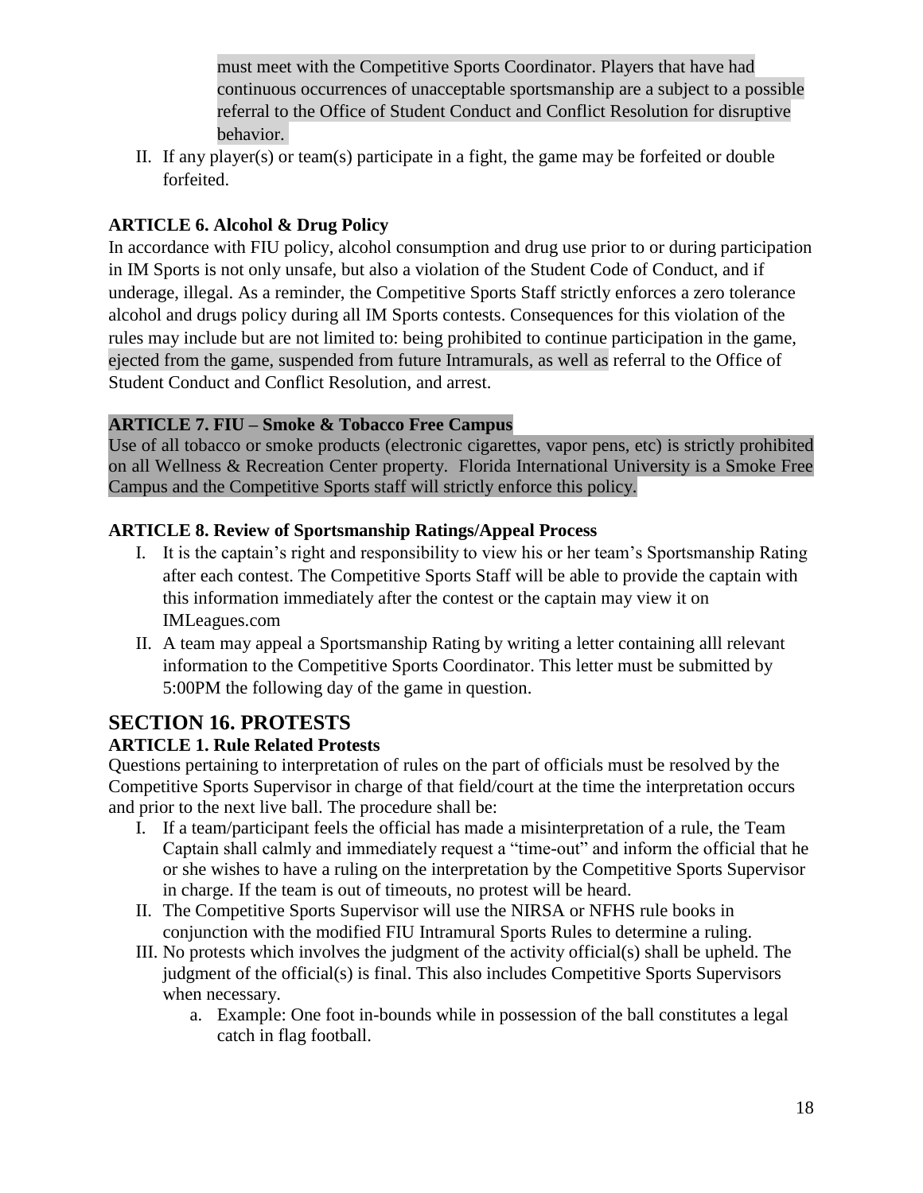must meet with the Competitive Sports Coordinator. Players that have had continuous occurrences of unacceptable sportsmanship are a subject to a possible referral to the Office of Student Conduct and Conflict Resolution for disruptive behavior.

II. If any player(s) or team(s) participate in a fight, the game may be forfeited or double forfeited.

### ARTICLE 6. Alcohol & Drug Policy

In accordance with FIU policy, alcohol consumption and drug use prior to or during participation in IM Sports is not only unsafe, but also a violation of the Student Code of Conduct, and if underage, illegal. As a reminder, the Competitive Sports Staff strictly enforces a zero tolerance alcohol and drugs policy during all IM Sports contests. Consequences for this violation of the rules may include but are not limited to: being prohibited to continue participation in the game, ejected from the game, suspended from future Intramurals, as well as referral to the Office of Student Conduct and Conflict Resolution, and arrest.

### ARTICLE 7. FIU – Smoke & Tobacco Free Campus

Use of all tobacco or smoke products (electronic cigarettes, vapor pens, etc) is strictly prohibited on all Wellness & Recreation Center property. Florida International University is a Smoke Free Campus and the Competitive Sports staff will strictly enforce this policy.

### ARTICLE 8. Review of Sportsmanship Ratings/Appeal Process

I. It is the captain's right and responsibility to view his or her team's Sportsmanship Rating after each contest. The Competitive Sports Staff will be able to provide the captain with this information immediately after the contest or the captain may view it on IMLeagues.com

II. A team may appeal a Sportsmanship Rating by writing a letter containing alll relevant information to the Competitive Sports Coordinator. This letter must be submitted by 5:00PM the following day of the game in question.

## SECTION 16. PROTESTS

### ARTICLE 1. Rule Related Protests

Questions pertaining to interpretation of rules on the part of officials must be resolved by the Competitive Sports Supervisor in charge of that field/court at the time the interpretation occurs and prior to the next live ball. The procedure shall be:

I. If a team/participant feels the official has made a misinterpretation of a rule, the Team Captain shall calmly and immediately request a "time-out" and inform the official that he or she wishes to have a ruling on the interpretation by the Competitive Sports Supervisor in charge. If the team is out of timeouts, no protest will be heard.

II. The Competitive Sports Supervisor will use the NIRSA or NFHS rule books in conjunction with the modified FIU Intramural Sports Rules to determine a ruling.

III. No protests which involves the judgment of the activity official(s) shall be upheld. The judgment of the official(s) is final. This also includes Competitive Sports Supervisors when necessary.

   a. Example: One foot in-bounds while in possession of the ball constitutes a legal catch in flag football.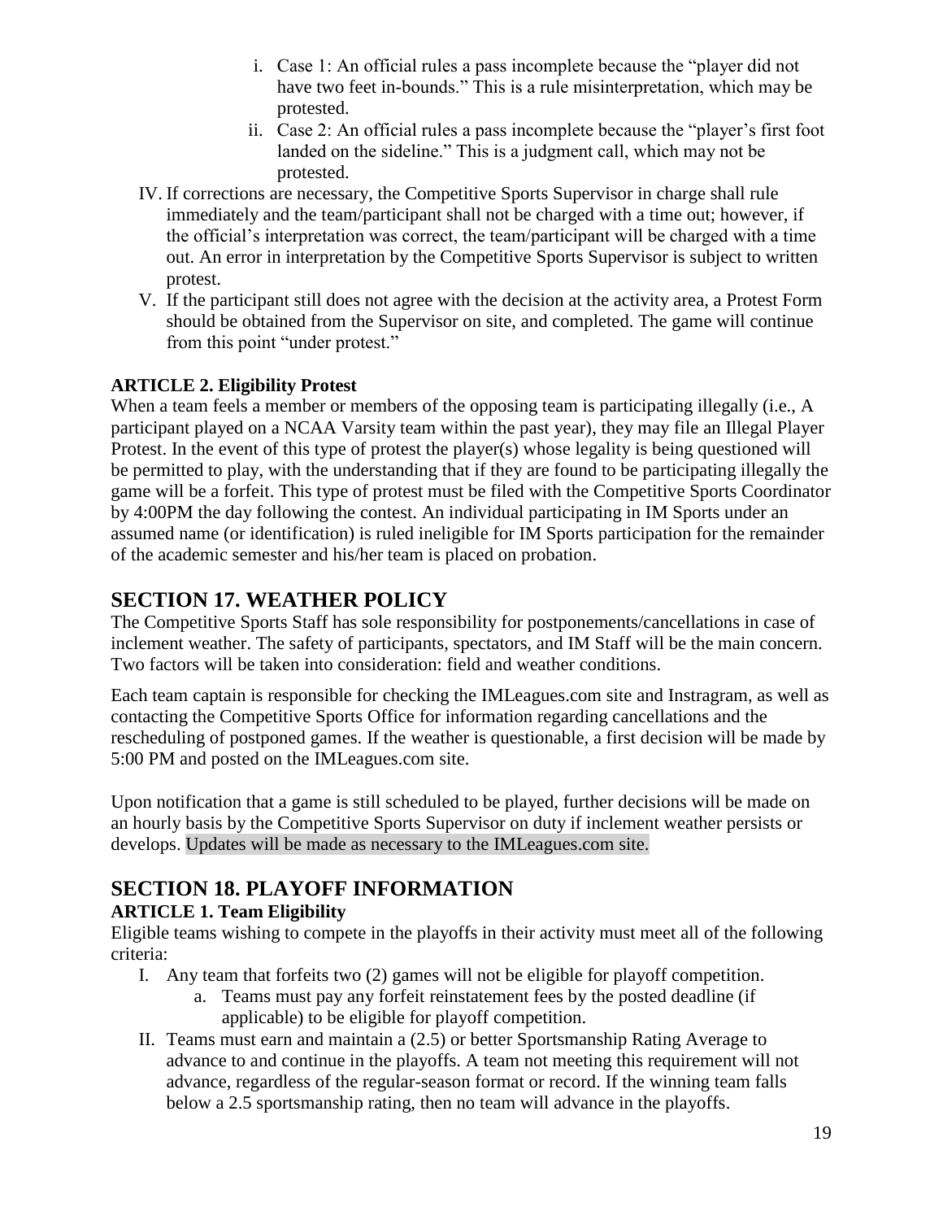i. Case 1: An official rules a pass incomplete because the "player did not have two feet in-bounds." This is a rule misinterpretation, which may be protested.
   ii. Case 2: An official rules a pass incomplete because the "player's first foot landed on the sideline." This is a judgment call, which may not be protested.

IV. If corrections are necessary, the Competitive Sports Supervisor in charge shall rule immediately and the team/participant shall not be charged with a time out; however, if the official's interpretation was correct, the team/participant will be charged with a time out. An error in interpretation by the Competitive Sports Supervisor is subject to written protest.

V. If the participant still does not agree with the decision at the activity area, a Protest Form should be obtained from the Supervisor on site, and completed. The game will continue from this point "under protest."

**ARTICLE 2. Eligibility Protest**

When a team feels a member or members of the opposing team is participating illegally (i.e., A participant played on a NCAA Varsity team within the past year), they may file an Illegal Player Protest. In the event of this type of protest the player(s) whose legality is being questioned will be permitted to play, with the understanding that if they are found to be participating illegally the game will be a forfeit. This type of protest must be filed with the Competitive Sports Coordinator by 4:00PM the day following the contest. An individual participating in IM Sports under an assumed name (or identification) is ruled ineligible for IM Sports participation for the remainder of the academic semester and his/her team is placed on probation.

## SECTION 17. WEATHER POLICY

The Competitive Sports Staff has sole responsibility for postponements/cancellations in case of inclement weather. The safety of participants, spectators, and IM Staff will be the main concern. Two factors will be taken into consideration: field and weather conditions.

Each team captain is responsible for checking the IMLeagues.com site and Instragram, as well as contacting the Competitive Sports Office for information regarding cancellations and the rescheduling of postponed games. If the weather is questionable, a first decision will be made by 5:00 PM and posted on the IMLeagues.com site.

Upon notification that a game is still scheduled to be played, further decisions will be made on an hourly basis by the Competitive Sports Supervisor on duty if inclement weather persists or develops. Updates will be made as necessary to the IMLeagues.com site.

## SECTION 18. PLAYOFF INFORMATION

**ARTICLE 1. Team Eligibility**

Eligible teams wishing to compete in the playoffs in their activity must meet all of the following criteria:

I. Any team that forfeits two (2) games will not be eligible for playoff competition.
   a. Teams must pay any forfeit reinstatement fees by the posted deadline (if applicable) to be eligible for playoff competition.

II. Teams must earn and maintain a (2.5) or better Sportsmanship Rating Average to advance to and continue in the playoffs. A team not meeting this requirement will not advance, regardless of the regular-season format or record. If the winning team falls below a 2.5 sportsmanship rating, then no team will advance in the playoffs.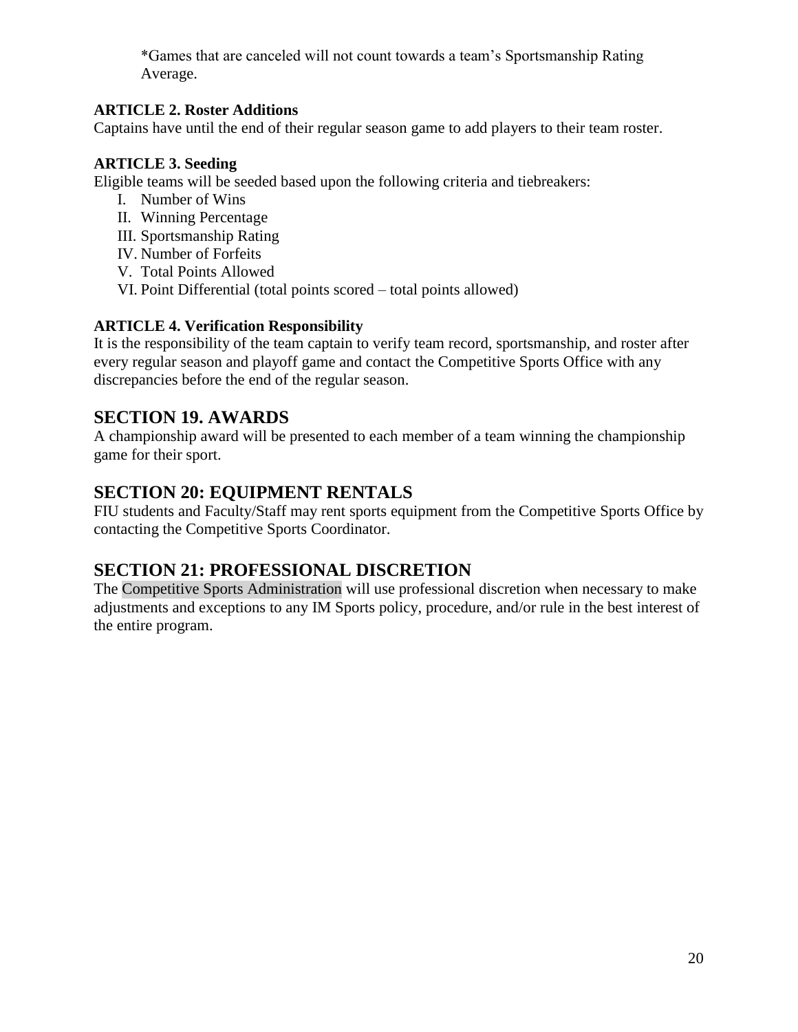*Games that are canceled will not count towards a team's Sportsmanship Rating Average.

**ARTICLE 2. Roster Additions**

Captains have until the end of their regular season game to add players to their team roster.

**ARTICLE 3. Seeding**

Eligible teams will be seeded based upon the following criteria and tiebreakers:

I. Number of Wins
II. Winning Percentage
III. Sportsmanship Rating
IV. Number of Forfeits
V. Total Points Allowed
VI. Point Differential (total points scored – total points allowed)

**ARTICLE 4. Verification Responsibility**

It is the responsibility of the team captain to verify team record, sportsmanship, and roster after every regular season and playoff game and contact the Competitive Sports Office with any discrepancies before the end of the regular season.

## SECTION 19. AWARDS

A championship award will be presented to each member of a team winning the championship game for their sport.

## SECTION 20: EQUIPMENT RENTALS

FIU students and Faculty/Staff may rent sports equipment from the Competitive Sports Office by contacting the Competitive Sports Coordinator.

## SECTION 21: PROFESSIONAL DISCRETION

The Competitive Sports Administration will use professional discretion when necessary to make adjustments and exceptions to any IM Sports policy, procedure, and/or rule in the best interest of the entire program.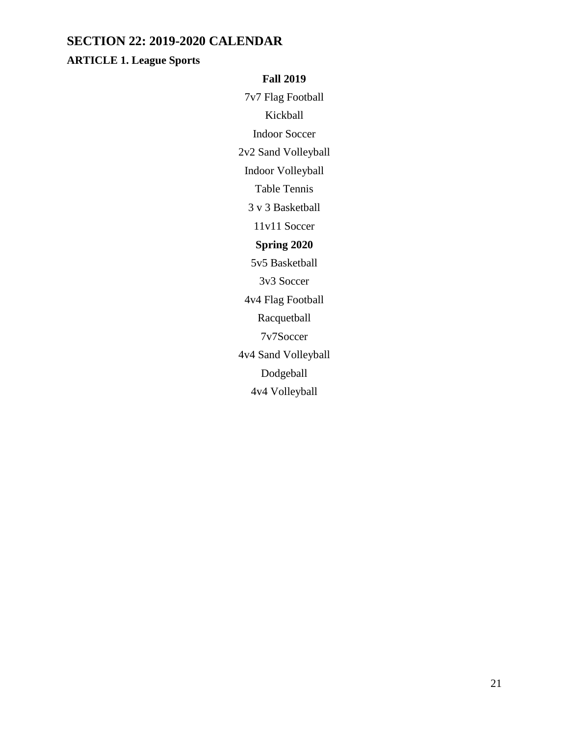## SECTION 22: 2019-2020 CALENDAR

### ARTICLE 1. League Sports

**Fall 2019**

7v7 Flag Football

Kickball

Indoor Soccer

2v2 Sand Volleyball

Indoor Volleyball

Table Tennis

3 v 3 Basketball

11v11 Soccer

**Spring 2020**

5v5 Basketball

3v3 Soccer

4v4 Flag Football

Racquetball

7v7Soccer

4v4 Sand Volleyball

Dodgeball

4v4 Volleyball